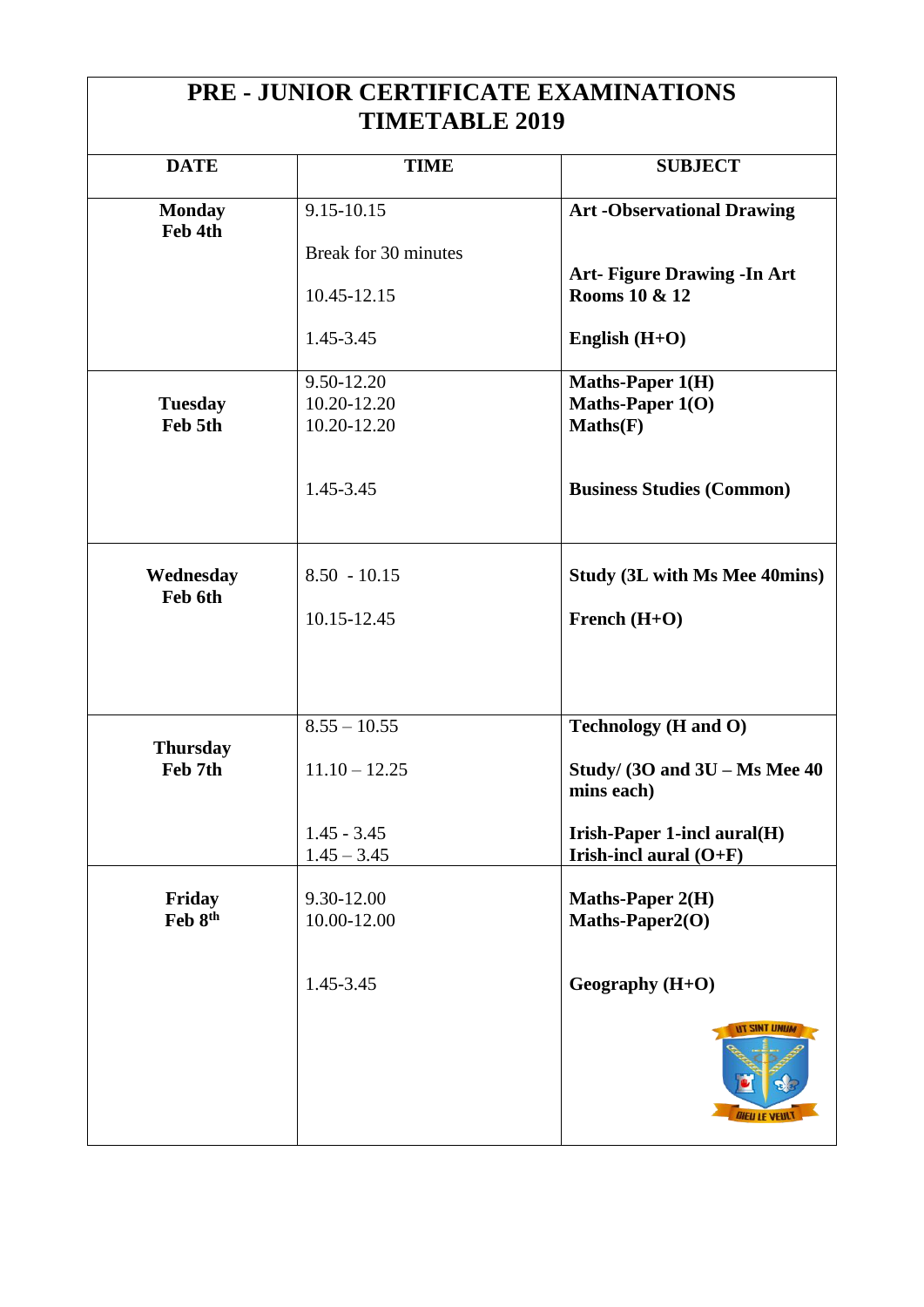# PRE - JUNIOR CERTIFICATE EXAMINATIONS TIMETABLE 2019

| DATE | TIME | SUBJECT |
| --- | --- | --- |
| **Monday Feb 4th** | 9.15-10.15 | **Art -Observational Drawing** |
| | Break for 30 minutes | |
| | 10.45-12.15 | **Art- Figure Drawing -In Art Rooms 10 & 12** |
| | 1.45-3.45 | **English (H+O)** |
| **Tuesday Feb 5th** | 9.50-12.20 | **Maths-Paper 1(H)** |
| | 10.20-12.20 | **Maths-Paper 1(O)** |
| | 10.20-12.20 | **Maths(F)** |
| | 1.45-3.45 | **Business Studies (Common)** |
| **Wednesday Feb 6th** | 8.50 - 10.15 | **Study (3L with Ms Mee 40mins)** |
| | 10.15-12.45 | **French (H+O)** |
| **Thursday Feb 7th** | 8.55 – 10.55 | **Technology (H and O)** |
| | 11.10 – 12.25 | **Study/ (3O and 3U – Ms Mee 40 mins each)** |
| | 1.45 - 3.45 | **Irish-Paper 1-incl aural(H)** |
| | 1.45 – 3.45 | **Irish-incl aural (O+F)** |
| **Friday Feb 8th** | 9.30-12.00 | **Maths-Paper 2(H)** |
| | 10.00-12.00 | **Maths-Paper2(O)** |
| | 1.45-3.45 | **Geography (H+O)** |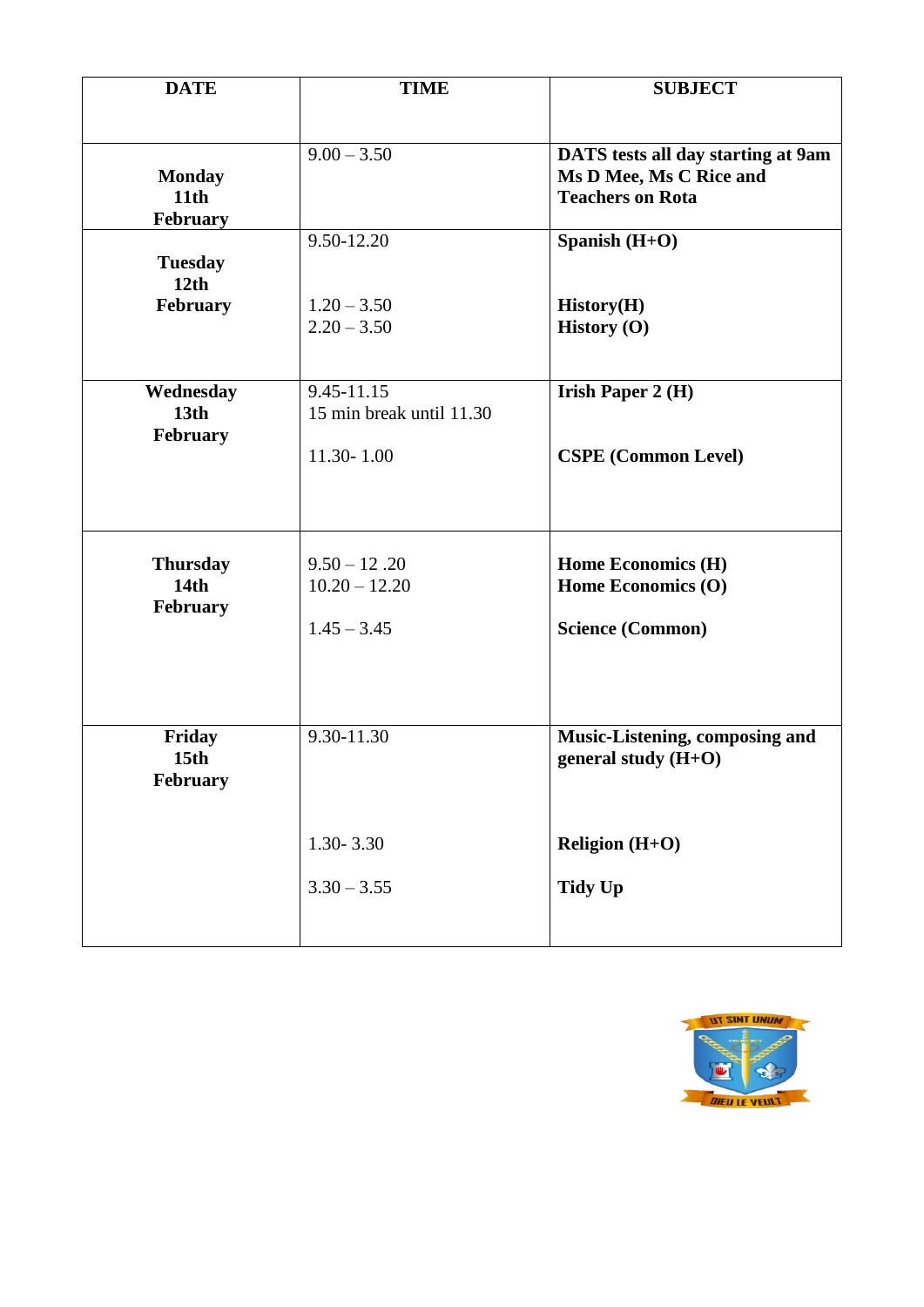| DATE | TIME | SUBJECT |
|---|---|---|
| **Monday 11th February** | 9.00 – 3.50 | **DATS tests all day starting at 9am Ms D Mee, Ms C Rice and Teachers on Rota** |
| **Tuesday 12th February** | 9.50-12.20<br><br>1.20 – 3.50<br>2.20 – 3.50 | **Spanish (H+O)**<br><br>**History(H)**<br>**History (O)** |
| **Wednesday 13th February** | 9.45-11.15<br>15 min break until 11.30<br><br>11.30- 1.00 | **Irish Paper 2 (H)**<br><br><br>**CSPE (Common Level)** |
| **Thursday 14th February** | 9.50 – 12 .20<br>10.20 – 12.20<br><br>1.45 – 3.45 | **Home Economics (H)**<br>**Home Economics (O)**<br><br>**Science (Common)** |
| **Friday 15th February** | 9.30-11.30<br><br>1.30- 3.30<br><br>3.30 – 3.55 | **Music-Listening, composing and general study (H+O)**<br><br>**Religion (H+O)**<br><br>**Tidy Up** |

UT SINT UNUM

DIEU LE VEULT